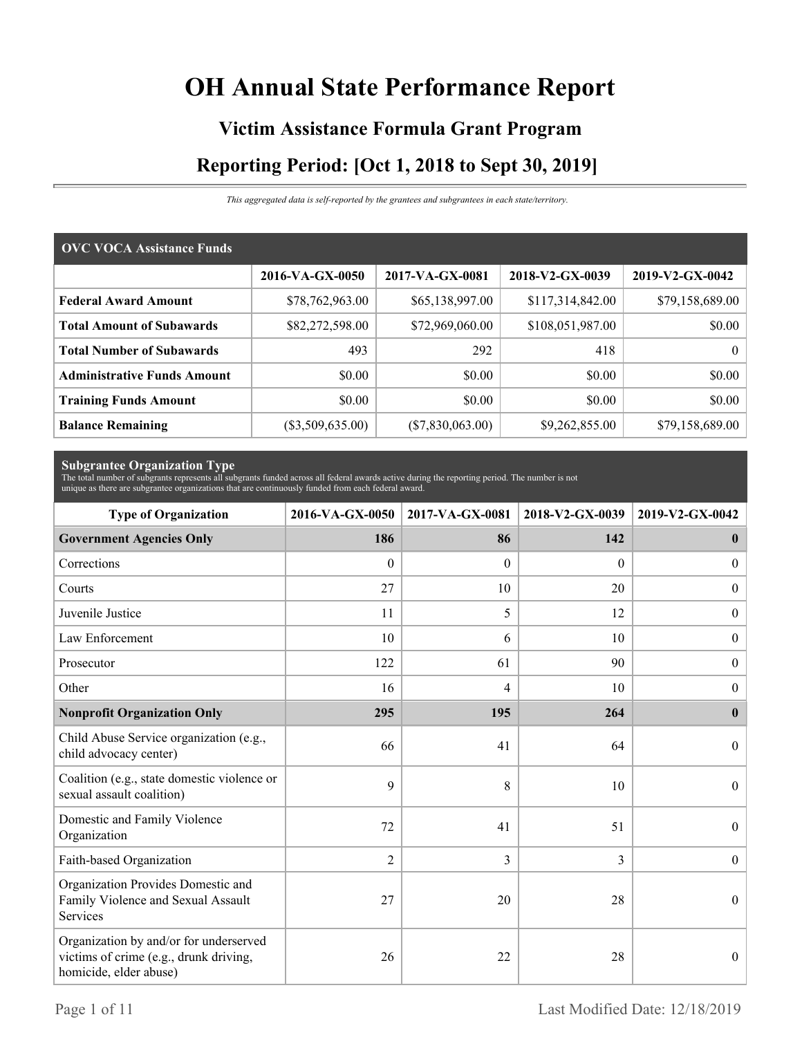# OH Annual State Performance Report

## Victim Assistance Formula Grant Program

## Reporting Period: [Oct 1, 2018 to Sept 30, 2019]

*This aggregated data is self-reported by the grantees and subgrantees in each state/territory.*

| OVC VOCA Assistance Funds | 2016-VA-GX-0050 | 2017-VA-GX-0081 | 2018-V2-GX-0039 | 2019-V2-GX-0042 |
|---|---|---|---|---|
| **Federal Award Amount** | $78,762,963.00 | $65,138,997.00 | $117,314,842.00 | $79,158,689.00 |
| **Total Amount of Subawards** | $82,272,598.00 | $72,969,060.00 | $108,051,987.00 | $0.00 |
| **Total Number of Subawards** | 493 | 292 | 418 | 0 |
| **Administrative Funds Amount** | $0.00 | $0.00 | $0.00 | $0.00 |
| **Training Funds Amount** | $0.00 | $0.00 | $0.00 | $0.00 |
| **Balance Remaining** | ($3,509,635.00) | ($7,830,063.00) | $9,262,855.00 | $79,158,689.00 |

**Subgrantee Organization Type**

The total number of subgrants represents all subgrants funded across all federal awards active during the reporting period. The number is not unique as there are subgrantee organizations that are continuously funded from each federal award.

| Type of Organization | 2016-VA-GX-0050 | 2017-VA-GX-0081 | 2018-V2-GX-0039 | 2019-V2-GX-0042 |
|---|---|---|---|---|
| **Government Agencies Only** | **186** | **86** | **142** | **0** |
| Corrections | 0 | 0 | 0 | 0 |
| Courts | 27 | 10 | 20 | 0 |
| Juvenile Justice | 11 | 5 | 12 | 0 |
| Law Enforcement | 10 | 6 | 10 | 0 |
| Prosecutor | 122 | 61 | 90 | 0 |
| Other | 16 | 4 | 10 | 0 |
| **Nonprofit Organization Only** | **295** | **195** | **264** | **0** |
| Child Abuse Service organization (e.g., child advocacy center) | 66 | 41 | 64 | 0 |
| Coalition (e.g., state domestic violence or sexual assault coalition) | 9 | 8 | 10 | 0 |
| Domestic and Family Violence Organization | 72 | 41 | 51 | 0 |
| Faith-based Organization | 2 | 3 | 3 | 0 |
| Organization Provides Domestic and Family Violence and Sexual Assault Services | 27 | 20 | 28 | 0 |
| Organization by and/or for underserved victims of crime (e.g., drunk driving, homicide, elder abuse) | 26 | 22 | 28 | 0 |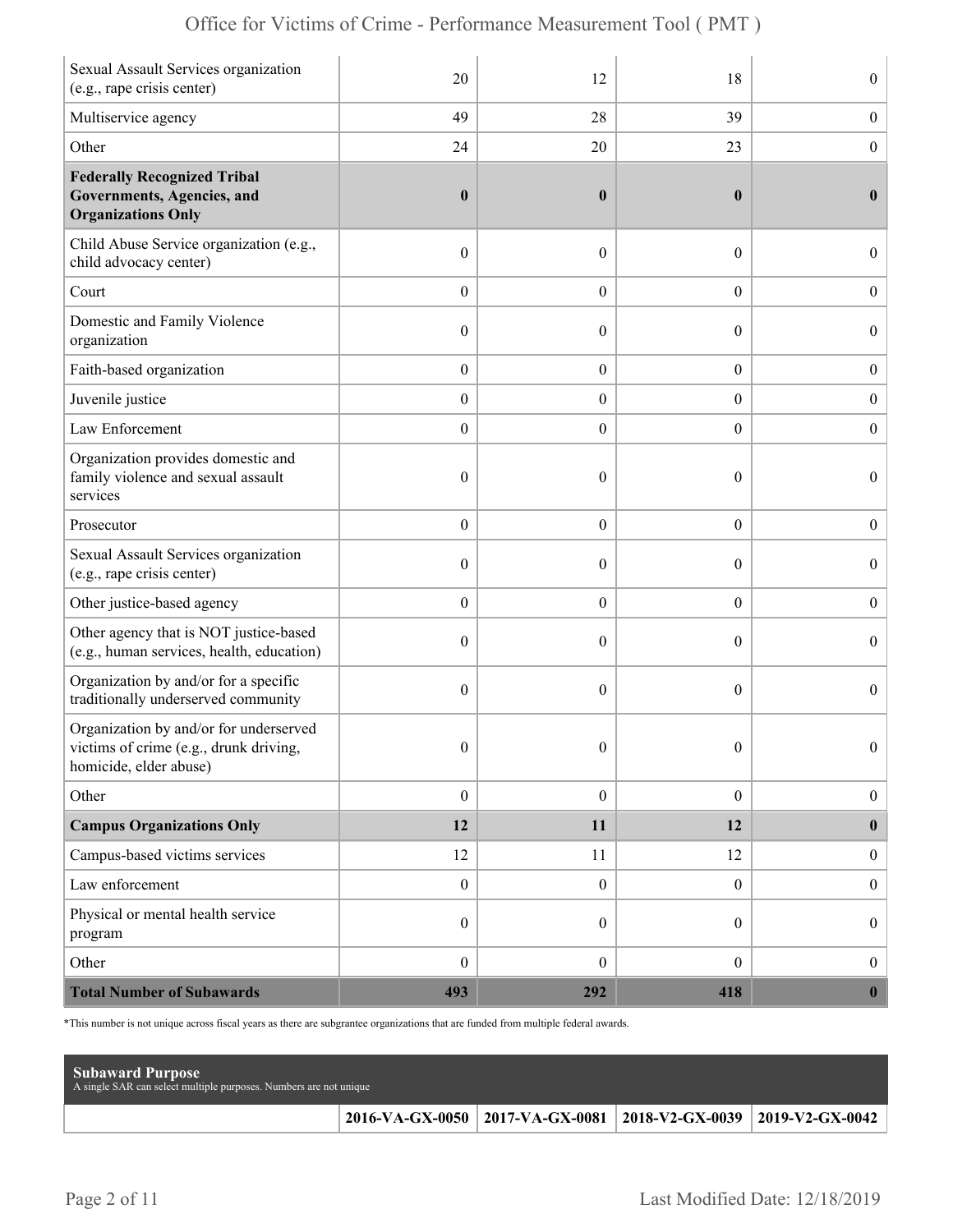| | | | | |
|---|---|---|---|---|
| Sexual Assault Services organization (e.g., rape crisis center) | 20 | 12 | 18 | 0 |
| Multiservice agency | 49 | 28 | 39 | 0 |
| Other | 24 | 20 | 23 | 0 |
| **Federally Recognized Tribal Governments, Agencies, and Organizations Only** | **0** | **0** | **0** | **0** |
| Child Abuse Service organization (e.g., child advocacy center) | 0 | 0 | 0 | 0 |
| Court | 0 | 0 | 0 | 0 |
| Domestic and Family Violence organization | 0 | 0 | 0 | 0 |
| Faith-based organization | 0 | 0 | 0 | 0 |
| Juvenile justice | 0 | 0 | 0 | 0 |
| Law Enforcement | 0 | 0 | 0 | 0 |
| Organization provides domestic and family violence and sexual assault services | 0 | 0 | 0 | 0 |
| Prosecutor | 0 | 0 | 0 | 0 |
| Sexual Assault Services organization (e.g., rape crisis center) | 0 | 0 | 0 | 0 |
| Other justice-based agency | 0 | 0 | 0 | 0 |
| Other agency that is NOT justice-based (e.g., human services, health, education) | 0 | 0 | 0 | 0 |
| Organization by and/or for a specific traditionally underserved community | 0 | 0 | 0 | 0 |
| Organization by and/or for underserved victims of crime (e.g., drunk driving, homicide, elder abuse) | 0 | 0 | 0 | 0 |
| Other | 0 | 0 | 0 | 0 |
| **Campus Organizations Only** | **12** | **11** | **12** | **0** |
| Campus-based victims services | 12 | 11 | 12 | 0 |
| Law enforcement | 0 | 0 | 0 | 0 |
| Physical or mental health service program | 0 | 0 | 0 | 0 |
| Other | 0 | 0 | 0 | 0 |
| **Total Number of Subawards** | **493** | **292** | **418** | **0** |

*This number is not unique across fiscal years as there are subgrantee organizations that are funded from multiple federal awards.

**Subaward Purpose**
A single SAR can select multiple purposes. Numbers are not unique

| | 2016-VA-GX-0050 | 2017-VA-GX-0081 | 2018-V2-GX-0039 | 2019-V2-GX-0042 |
|---|---|---|---|---|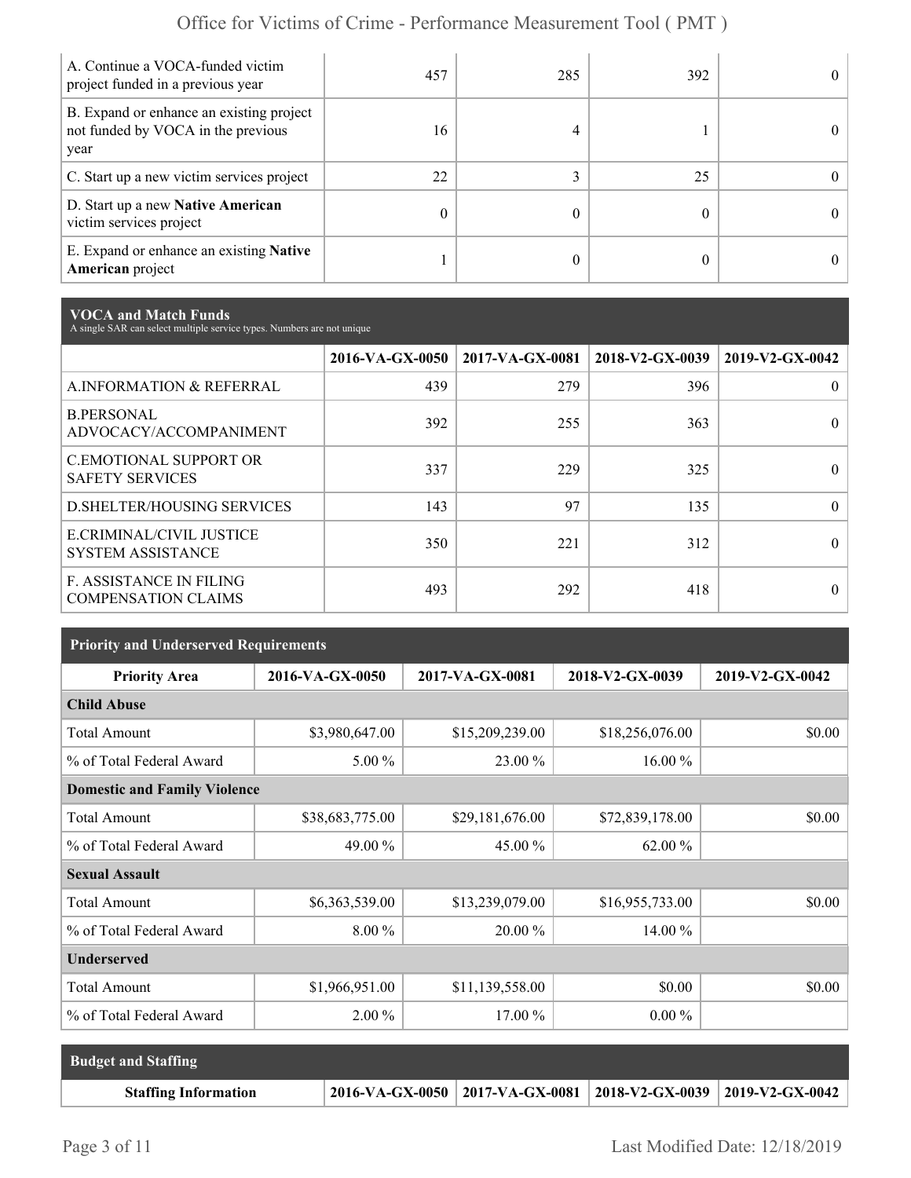| | | | | |
|---|---|---|---|---|
| A. Continue a VOCA-funded victim project funded in a previous year | 457 | 285 | 392 | 0 |
| B. Expand or enhance an existing project not funded by VOCA in the previous year | 16 | 4 | 1 | 0 |
| C. Start up a new victim services project | 22 | 3 | 25 | 0 |
| D. Start up a new **Native American** victim services project | 0 | 0 | 0 | 0 |
| E. Expand or enhance an existing **Native American** project | 1 | 0 | 0 | 0 |

## VOCA and Match Funds

A single SAR can select multiple service types. Numbers are not unique

| | 2016-VA-GX-0050 | 2017-VA-GX-0081 | 2018-V2-GX-0039 | 2019-V2-GX-0042 |
|---|---|---|---|---|
| A.INFORMATION & REFERRAL | 439 | 279 | 396 | 0 |
| B.PERSONAL ADVOCACY/ACCOMPANIMENT | 392 | 255 | 363 | 0 |
| C.EMOTIONAL SUPPORT OR SAFETY SERVICES | 337 | 229 | 325 | 0 |
| D.SHELTER/HOUSING SERVICES | 143 | 97 | 135 | 0 |
| E.CRIMINAL/CIVIL JUSTICE SYSTEM ASSISTANCE | 350 | 221 | 312 | 0 |
| F. ASSISTANCE IN FILING COMPENSATION CLAIMS | 493 | 292 | 418 | 0 |

## Priority and Underserved Requirements

| Priority Area | 2016-VA-GX-0050 | 2017-VA-GX-0081 | 2018-V2-GX-0039 | 2019-V2-GX-0042 |
|---|---|---|---|---|
| **Child Abuse** | | | | |
| Total Amount | $3,980,647.00 | $15,209,239.00 | $18,256,076.00 | $0.00 |
| % of Total Federal Award | 5.00 % | 23.00 % | 16.00 % | |
| **Domestic and Family Violence** | | | | |
| Total Amount | $38,683,775.00 | $29,181,676.00 | $72,839,178.00 | $0.00 |
| % of Total Federal Award | 49.00 % | 45.00 % | 62.00 % | |
| **Sexual Assault** | | | | |
| Total Amount | $6,363,539.00 | $13,239,079.00 | $16,955,733.00 | $0.00 |
| % of Total Federal Award | 8.00 % | 20.00 % | 14.00 % | |
| **Underserved** | | | | |
| Total Amount | $1,966,951.00 | $11,139,558.00 | $0.00 | $0.00 |
| % of Total Federal Award | 2.00 % | 17.00 % | 0.00 % | |

## Budget and Staffing

| Staffing Information | 2016-VA-GX-0050 | 2017-VA-GX-0081 | 2018-V2-GX-0039 | 2019-V2-GX-0042 |
|---|---|---|---|---|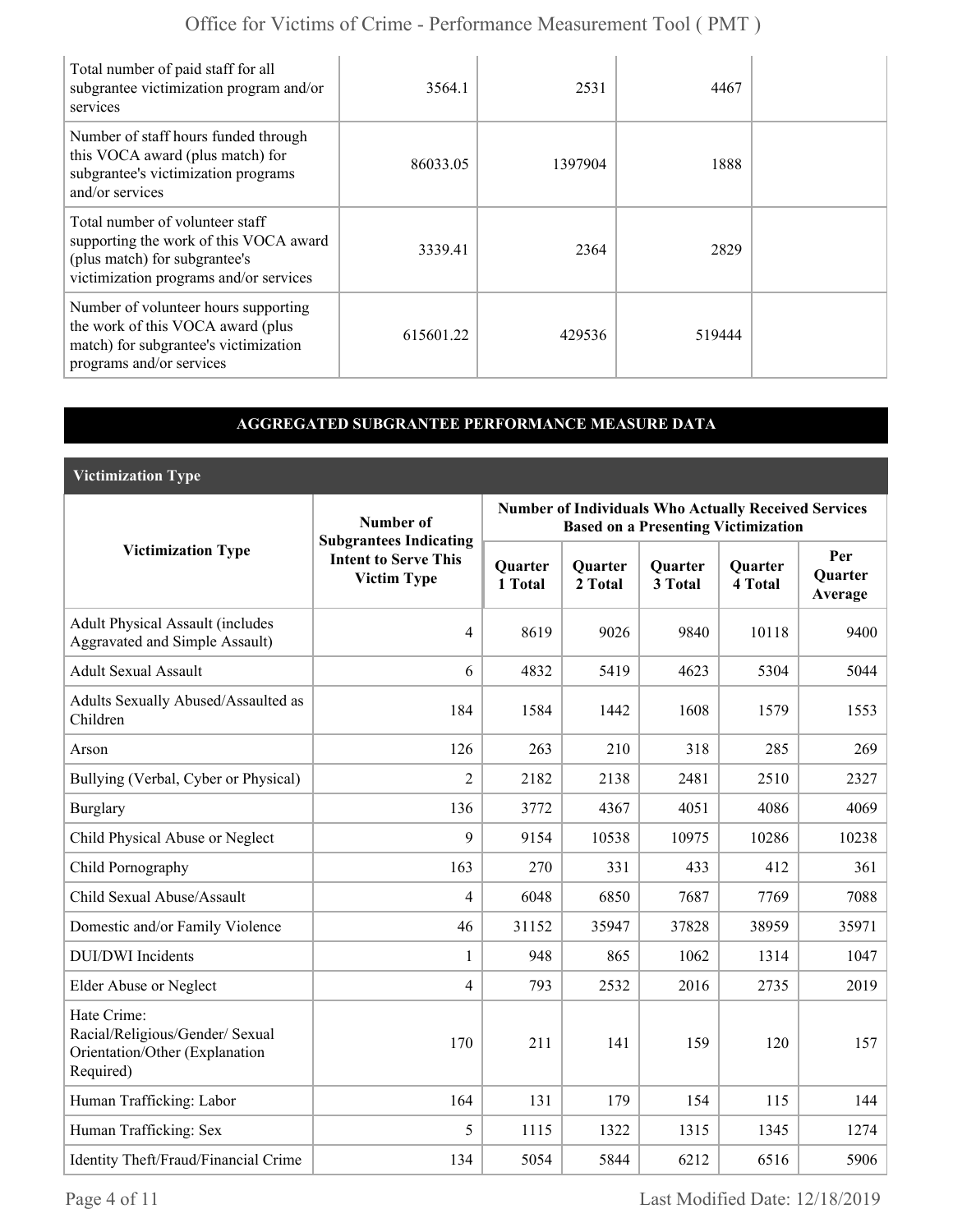| | | | | |
|---|---|---|---|---|
| Total number of paid staff for all subgrantee victimization program and/or services | 3564.1 | 2531 | 4467 | |
| Number of staff hours funded through this VOCA award (plus match) for subgrantee's victimization programs and/or services | 86033.05 | 1397904 | 1888 | |
| Total number of volunteer staff supporting the work of this VOCA award (plus match) for subgrantee's victimization programs and/or services | 3339.41 | 2364 | 2829 | |
| Number of volunteer hours supporting the work of this VOCA award (plus match) for subgrantee's victimization programs and/or services | 615601.22 | 429536 | 519444 | |

## AGGREGATED SUBGRANTEE PERFORMANCE MEASURE DATA

### Victimization Type

| Victimization Type | Number of Subgrantees Indicating Intent to Serve This Victim Type | Number of Individuals Who Actually Received Services Based on a Presenting Victimization | | | | |
|---|---|---|---|---|---|---|
| | | Quarter 1 Total | Quarter 2 Total | Quarter 3 Total | Quarter 4 Total | Per Quarter Average |
| Adult Physical Assault (includes Aggravated and Simple Assault) | 4 | 8619 | 9026 | 9840 | 10118 | 9400 |
| Adult Sexual Assault | 6 | 4832 | 5419 | 4623 | 5304 | 5044 |
| Adults Sexually Abused/Assaulted as Children | 184 | 1584 | 1442 | 1608 | 1579 | 1553 |
| Arson | 126 | 263 | 210 | 318 | 285 | 269 |
| Bullying (Verbal, Cyber or Physical) | 2 | 2182 | 2138 | 2481 | 2510 | 2327 |
| Burglary | 136 | 3772 | 4367 | 4051 | 4086 | 4069 |
| Child Physical Abuse or Neglect | 9 | 9154 | 10538 | 10975 | 10286 | 10238 |
| Child Pornography | 163 | 270 | 331 | 433 | 412 | 361 |
| Child Sexual Abuse/Assault | 4 | 6048 | 6850 | 7687 | 7769 | 7088 |
| Domestic and/or Family Violence | 46 | 31152 | 35947 | 37828 | 38959 | 35971 |
| DUI/DWI Incidents | 1 | 948 | 865 | 1062 | 1314 | 1047 |
| Elder Abuse or Neglect | 4 | 793 | 2532 | 2016 | 2735 | 2019 |
| Hate Crime: Racial/Religious/Gender/ Sexual Orientation/Other (Explanation Required) | 170 | 211 | 141 | 159 | 120 | 157 |
| Human Trafficking: Labor | 164 | 131 | 179 | 154 | 115 | 144 |
| Human Trafficking: Sex | 5 | 1115 | 1322 | 1315 | 1345 | 1274 |
| Identity Theft/Fraud/Financial Crime | 134 | 5054 | 5844 | 6212 | 6516 | 5906 |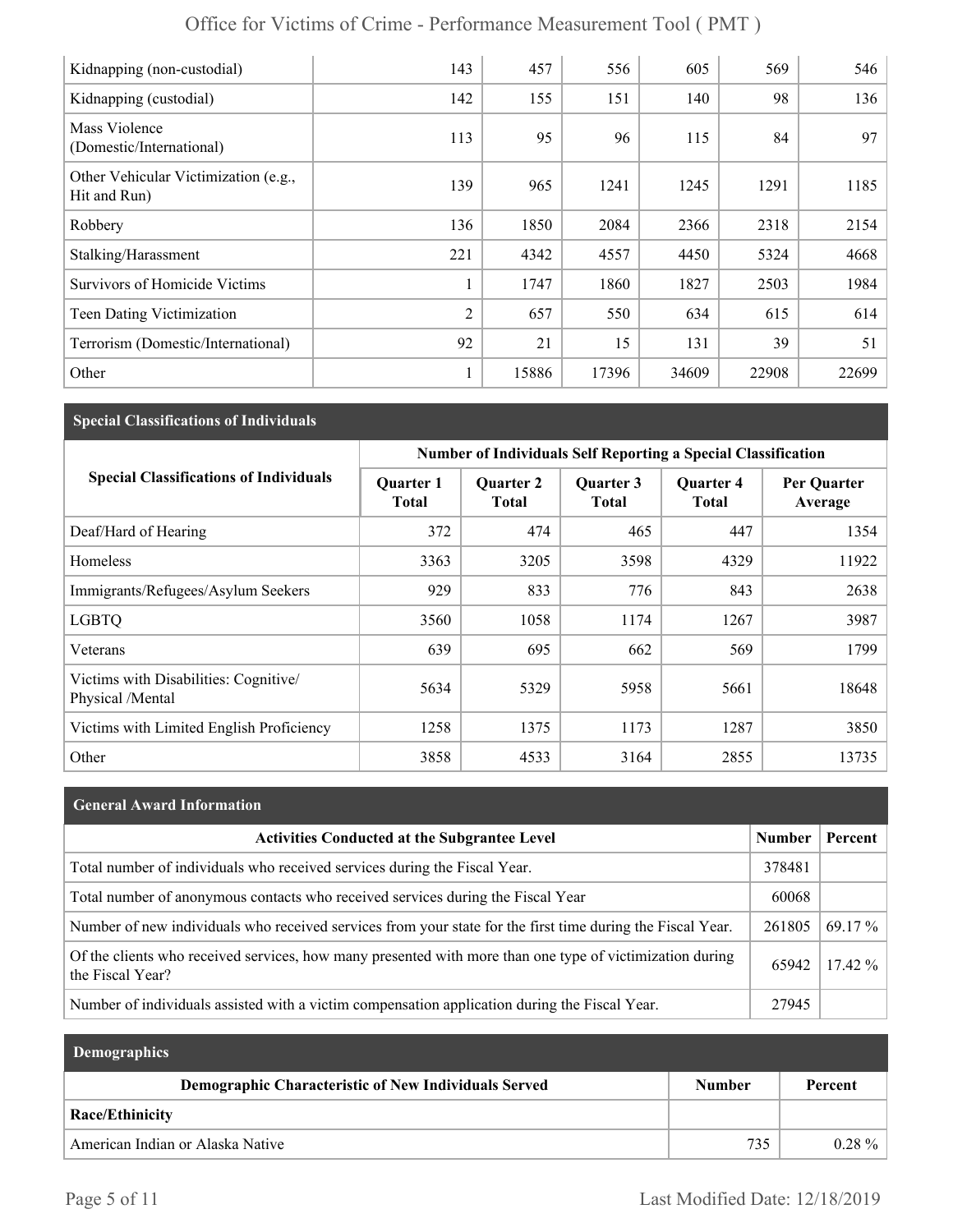| | | | | | | |
|---|---|---|---|---|---|---|
| Kidnapping (non-custodial) | 143 | 457 | 556 | 605 | 569 | 546 |
| Kidnapping (custodial) | 142 | 155 | 151 | 140 | 98 | 136 |
| Mass Violence (Domestic/International) | 113 | 95 | 96 | 115 | 84 | 97 |
| Other Vehicular Victimization (e.g., Hit and Run) | 139 | 965 | 1241 | 1245 | 1291 | 1185 |
| Robbery | 136 | 1850 | 2084 | 2366 | 2318 | 2154 |
| Stalking/Harassment | 221 | 4342 | 4557 | 4450 | 5324 | 4668 |
| Survivors of Homicide Victims | 1 | 1747 | 1860 | 1827 | 2503 | 1984 |
| Teen Dating Victimization | 2 | 657 | 550 | 634 | 615 | 614 |
| Terrorism (Domestic/International) | 92 | 21 | 15 | 131 | 39 | 51 |
| Other | 1 | 15886 | 17396 | 34609 | 22908 | 22699 |

## Special Classifications of Individuals

| Special Classifications of Individuals | Number of Individuals Self Reporting a Special Classification | | | | |
|---|---|---|---|---|---|
| | Quarter 1 Total | Quarter 2 Total | Quarter 3 Total | Quarter 4 Total | Per Quarter Average |
| Deaf/Hard of Hearing | 372 | 474 | 465 | 447 | 1354 |
| Homeless | 3363 | 3205 | 3598 | 4329 | 11922 |
| Immigrants/Refugees/Asylum Seekers | 929 | 833 | 776 | 843 | 2638 |
| LGBTQ | 3560 | 1058 | 1174 | 1267 | 3987 |
| Veterans | 639 | 695 | 662 | 569 | 1799 |
| Victims with Disabilities: Cognitive/ Physical /Mental | 5634 | 5329 | 5958 | 5661 | 18648 |
| Victims with Limited English Proficiency | 1258 | 1375 | 1173 | 1287 | 3850 |
| Other | 3858 | 4533 | 3164 | 2855 | 13735 |

## General Award Information

| Activities Conducted at the Subgrantee Level | Number | Percent |
|---|---|---|
| Total number of individuals who received services during the Fiscal Year. | 378481 | |
| Total number of anonymous contacts who received services during the Fiscal Year | 60068 | |
| Number of new individuals who received services from your state for the first time during the Fiscal Year. | 261805 | 69.17 % |
| Of the clients who received services, how many presented with more than one type of victimization during the Fiscal Year? | 65942 | 17.42 % |
| Number of individuals assisted with a victim compensation application during the Fiscal Year. | 27945 | |

## Demographics

| Demographic Characteristic of New Individuals Served | Number | Percent |
|---|---|---|
| **Race/Ethinicity** | | |
| American Indian or Alaska Native | 735 | 0.28 % |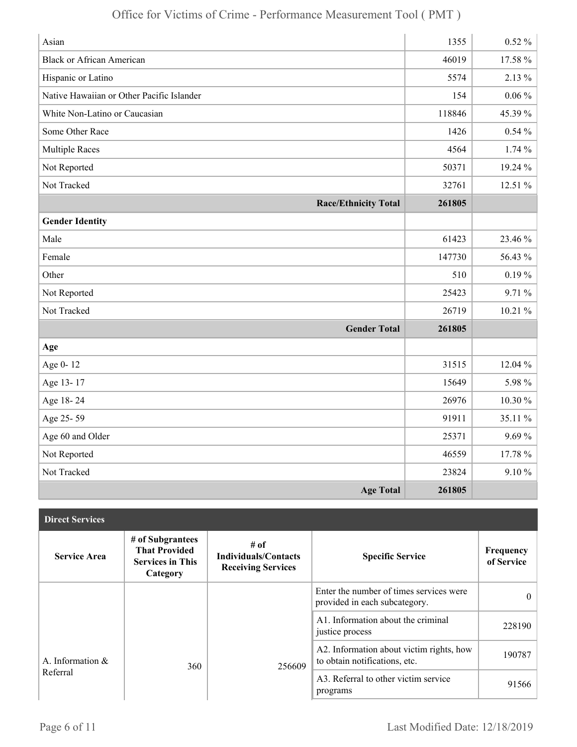| | | |
|---|---|---|
| Asian | 1355 | 0.52 % |
| Black or African American | 46019 | 17.58 % |
| Hispanic or Latino | 5574 | 2.13 % |
| Native Hawaiian or Other Pacific Islander | 154 | 0.06 % |
| White Non-Latino or Caucasian | 118846 | 45.39 % |
| Some Other Race | 1426 | 0.54 % |
| Multiple Races | 4564 | 1.74 % |
| Not Reported | 50371 | 19.24 % |
| Not Tracked | 32761 | 12.51 % |
| **Race/Ethnicity Total** | **261805** | |
| **Gender Identity** | | |
| Male | 61423 | 23.46 % |
| Female | 147730 | 56.43 % |
| Other | 510 | 0.19 % |
| Not Reported | 25423 | 9.71 % |
| Not Tracked | 26719 | 10.21 % |
| **Gender Total** | **261805** | |
| **Age** | | |
| Age 0- 12 | 31515 | 12.04 % |
| Age 13- 17 | 15649 | 5.98 % |
| Age 18- 24 | 26976 | 10.30 % |
| Age 25- 59 | 91911 | 35.11 % |
| Age 60 and Older | 25371 | 9.69 % |
| Not Reported | 46559 | 17.78 % |
| Not Tracked | 23824 | 9.10 % |
| **Age Total** | **261805** | |

**Direct Services**

| Service Area | # of Subgrantees That Provided Services in This Category | # of Individuals/Contacts Receiving Services | Specific Service | Frequency of Service |
|---|---|---|---|---|
| A. Information & Referral | 360 | 256609 | Enter the number of times services were provided in each subcategory. | 0 |
| | | | A1. Information about the criminal justice process | 228190 |
| | | | A2. Information about victim rights, how to obtain notifications, etc. | 190787 |
| | | | A3. Referral to other victim service programs | 91566 |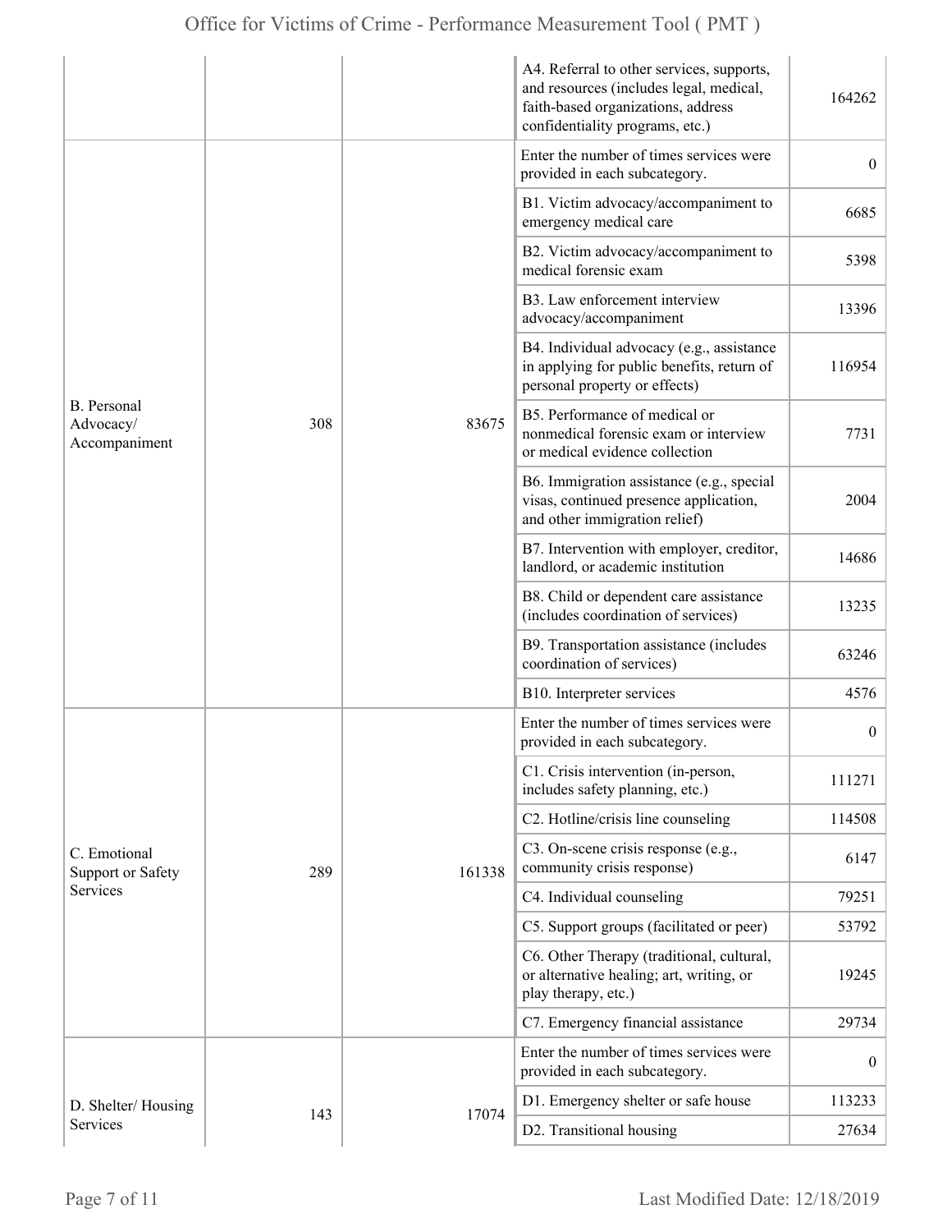| | | | | |
|---|---|---|---|---|
| | | | A4. Referral to other services, supports, and resources (includes legal, medical, faith-based organizations, address confidentiality programs, etc.) | 164262 |
| B. Personal Advocacy/ Accompaniment | 308 | 83675 | Enter the number of times services were provided in each subcategory. | 0 |
| | | | B1. Victim advocacy/accompaniment to emergency medical care | 6685 |
| | | | B2. Victim advocacy/accompaniment to medical forensic exam | 5398 |
| | | | B3. Law enforcement interview advocacy/accompaniment | 13396 |
| | | | B4. Individual advocacy (e.g., assistance in applying for public benefits, return of personal property or effects) | 116954 |
| | | | B5. Performance of medical or nonmedical forensic exam or interview or medical evidence collection | 7731 |
| | | | B6. Immigration assistance (e.g., special visas, continued presence application, and other immigration relief) | 2004 |
| | | | B7. Intervention with employer, creditor, landlord, or academic institution | 14686 |
| | | | B8. Child or dependent care assistance (includes coordination of services) | 13235 |
| | | | B9. Transportation assistance (includes coordination of services) | 63246 |
| | | | B10. Interpreter services | 4576 |
| C. Emotional Support or Safety Services | 289 | 161338 | Enter the number of times services were provided in each subcategory. | 0 |
| | | | C1. Crisis intervention (in-person, includes safety planning, etc.) | 111271 |
| | | | C2. Hotline/crisis line counseling | 114508 |
| | | | C3. On-scene crisis response (e.g., community crisis response) | 6147 |
| | | | C4. Individual counseling | 79251 |
| | | | C5. Support groups (facilitated or peer) | 53792 |
| | | | C6. Other Therapy (traditional, cultural, or alternative healing; art, writing, or play therapy, etc.) | 19245 |
| | | | C7. Emergency financial assistance | 29734 |
| D. Shelter/ Housing Services | 143 | 17074 | Enter the number of times services were provided in each subcategory. | 0 |
| | | | D1. Emergency shelter or safe house | 113233 |
| | | | D2. Transitional housing | 27634 |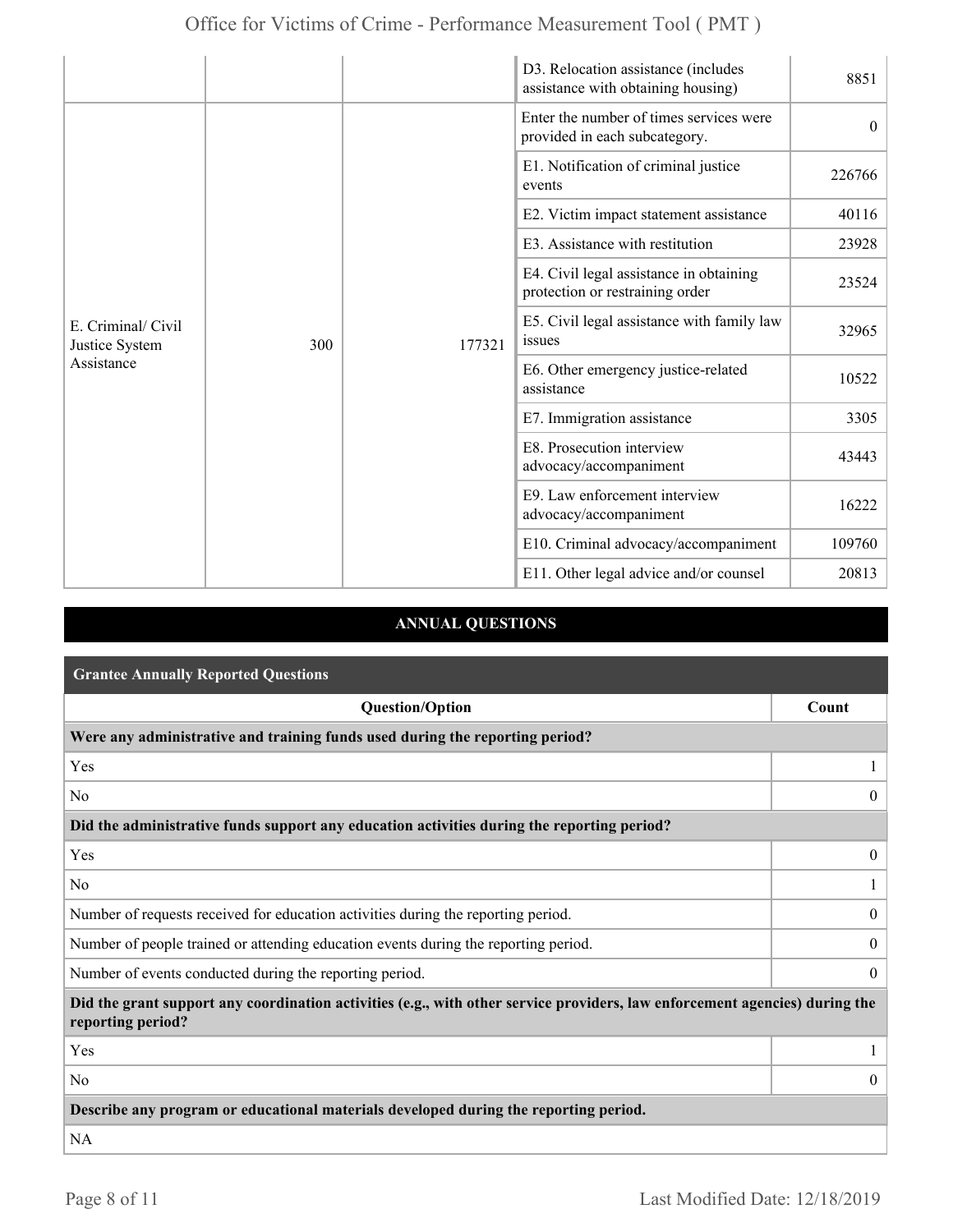| | | | D3. Relocation assistance (includes assistance with obtaining housing) | 8851 |
|---|---|---|---|---|
| E. Criminal/ Civil Justice System Assistance | 300 | 177321 | Enter the number of times services were provided in each subcategory. | 0 |
| | | | E1. Notification of criminal justice events | 226766 |
| | | | E2. Victim impact statement assistance | 40116 |
| | | | E3. Assistance with restitution | 23928 |
| | | | E4. Civil legal assistance in obtaining protection or restraining order | 23524 |
| | | | E5. Civil legal assistance with family law issues | 32965 |
| | | | E6. Other emergency justice-related assistance | 10522 |
| | | | E7. Immigration assistance | 3305 |
| | | | E8. Prosecution interview advocacy/accompaniment | 43443 |
| | | | E9. Law enforcement interview advocacy/accompaniment | 16222 |
| | | | E10. Criminal advocacy/accompaniment | 109760 |
| | | | E11. Other legal advice and/or counsel | 20813 |

## ANNUAL QUESTIONS

### Grantee Annually Reported Questions

| Question/Option | Count |
|---|---|
| **Were any administrative and training funds used during the reporting period?** | |
| Yes | 1 |
| No | 0 |
| **Did the administrative funds support any education activities during the reporting period?** | |
| Yes | 0 |
| No | 1 |
| Number of requests received for education activities during the reporting period. | 0 |
| Number of people trained or attending education events during the reporting period. | 0 |
| Number of events conducted during the reporting period. | 0 |
| **Did the grant support any coordination activities (e.g., with other service providers, law enforcement agencies) during the reporting period?** | |
| Yes | 1 |
| No | 0 |
| **Describe any program or educational materials developed during the reporting period.** | |
| NA | |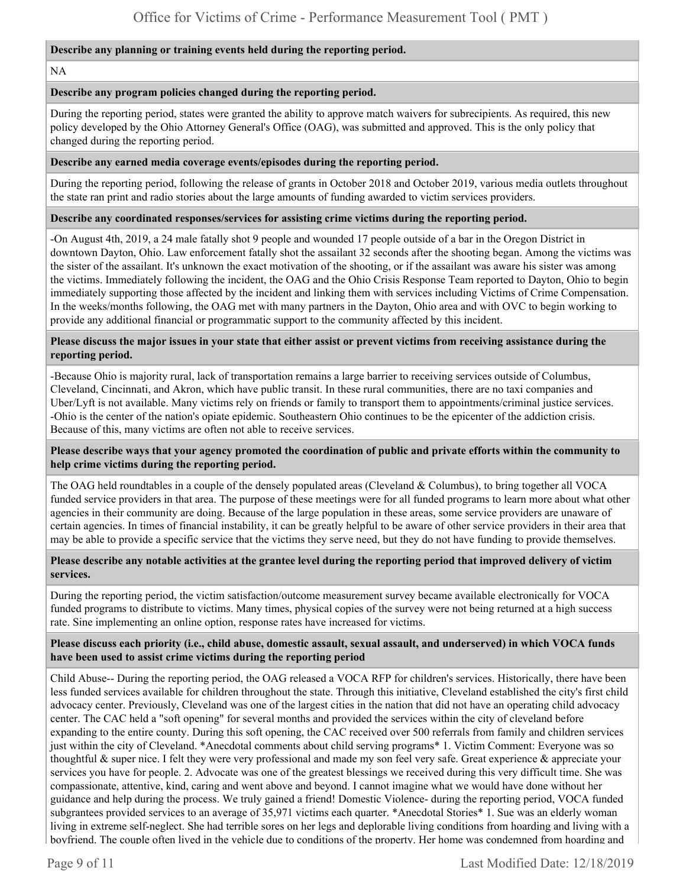**Describe any planning or training events held during the reporting period.**

NA

**Describe any program policies changed during the reporting period.**

During the reporting period, states were granted the ability to approve match waivers for subrecipients. As required, this new policy developed by the Ohio Attorney General's Office (OAG), was submitted and approved. This is the only policy that changed during the reporting period.

**Describe any earned media coverage events/episodes during the reporting period.**

During the reporting period, following the release of grants in October 2018 and October 2019, various media outlets throughout the state ran print and radio stories about the large amounts of funding awarded to victim services providers.

**Describe any coordinated responses/services for assisting crime victims during the reporting period.**

-On August 4th, 2019, a 24 male fatally shot 9 people and wounded 17 people outside of a bar in the Oregon District in downtown Dayton, Ohio. Law enforcement fatally shot the assailant 32 seconds after the shooting began. Among the victims was the sister of the assailant. It's unknown the exact motivation of the shooting, or if the assailant was aware his sister was among the victims. Immediately following the incident, the OAG and the Ohio Crisis Response Team reported to Dayton, Ohio to begin immediately supporting those affected by the incident and linking them with services including Victims of Crime Compensation. In the weeks/months following, the OAG met with many partners in the Dayton, Ohio area and with OVC to begin working to provide any additional financial or programmatic support to the community affected by this incident.

**Please discuss the major issues in your state that either assist or prevent victims from receiving assistance during the reporting period.**

-Because Ohio is majority rural, lack of transportation remains a large barrier to receiving services outside of Columbus, Cleveland, Cincinnati, and Akron, which have public transit. In these rural communities, there are no taxi companies and Uber/Lyft is not available. Many victims rely on friends or family to transport them to appointments/criminal justice services. -Ohio is the center of the nation's opiate epidemic. Southeastern Ohio continues to be the epicenter of the addiction crisis. Because of this, many victims are often not able to receive services.

**Please describe ways that your agency promoted the coordination of public and private efforts within the community to help crime victims during the reporting period.**

The OAG held roundtables in a couple of the densely populated areas (Cleveland & Columbus), to bring together all VOCA funded service providers in that area. The purpose of these meetings were for all funded programs to learn more about what other agencies in their community are doing. Because of the large population in these areas, some service providers are unaware of certain agencies. In times of financial instability, it can be greatly helpful to be aware of other service providers in their area that may be able to provide a specific service that the victims they serve need, but they do not have funding to provide themselves.

**Please describe any notable activities at the grantee level during the reporting period that improved delivery of victim services.**

During the reporting period, the victim satisfaction/outcome measurement survey became available electronically for VOCA funded programs to distribute to victims. Many times, physical copies of the survey were not being returned at a high success rate. Sine implementing an online option, response rates have increased for victims.

**Please discuss each priority (i.e., child abuse, domestic assault, sexual assault, and underserved) in which VOCA funds have been used to assist crime victims during the reporting period**

Child Abuse-- During the reporting period, the OAG released a VOCA RFP for children's services. Historically, there have been less funded services available for children throughout the state. Through this initiative, Cleveland established the city's first child advocacy center. Previously, Cleveland was one of the largest cities in the nation that did not have an operating child advocacy center. The CAC held a "soft opening" for several months and provided the services within the city of cleveland before expanding to the entire county. During this soft opening, the CAC received over 500 referrals from family and children services just within the city of Cleveland. *Anecdotal comments about child serving programs* 1. Victim Comment: Everyone was so thoughtful & super nice. I felt they were very professional and made my son feel very safe. Great experience & appreciate your services you have for people. 2. Advocate was one of the greatest blessings we received during this very difficult time. She was compassionate, attentive, kind, caring and went above and beyond. I cannot imagine what we would have done without her guidance and help during the process. We truly gained a friend! Domestic Violence- during the reporting period, VOCA funded subgrantees provided services to an average of 35,971 victims each quarter. *Anecdotal Stories* 1. Sue was an elderly woman living in extreme self-neglect. She had terrible sores on her legs and deplorable living conditions from hoarding and living with a boyfriend. The couple often lived in the vehicle due to conditions of the property. Her home was condemned from hoarding and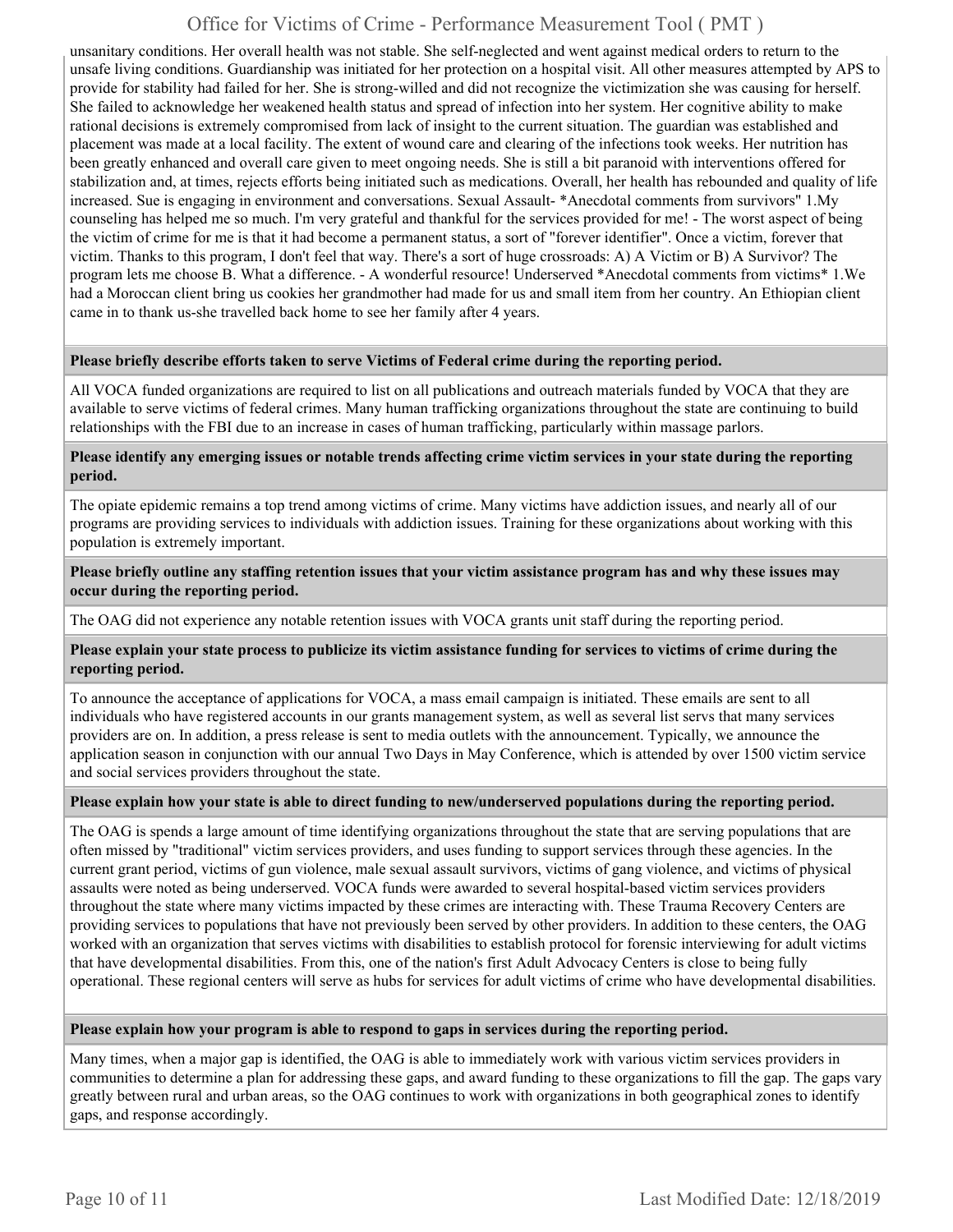unsanitary conditions. Her overall health was not stable. She self-neglected and went against medical orders to return to the unsafe living conditions. Guardianship was initiated for her protection on a hospital visit. All other measures attempted by APS to provide for stability had failed for her. She is strong-willed and did not recognize the victimization she was causing for herself. She failed to acknowledge her weakened health status and spread of infection into her system. Her cognitive ability to make rational decisions is extremely compromised from lack of insight to the current situation. The guardian was established and placement was made at a local facility. The extent of wound care and clearing of the infections took weeks. Her nutrition has been greatly enhanced and overall care given to meet ongoing needs. She is still a bit paranoid with interventions offered for stabilization and, at times, rejects efforts being initiated such as medications. Overall, her health has rebounded and quality of life increased. Sue is engaging in environment and conversations. Sexual Assault- *Anecdotal comments from survivors" 1.My counseling has helped me so much. I'm very grateful and thankful for the services provided for me! - The worst aspect of being the victim of crime for me is that it had become a permanent status, a sort of "forever identifier". Once a victim, forever that victim. Thanks to this program, I don't feel that way. There's a sort of huge crossroads: A) A Victim or B) A Survivor? The program lets me choose B. What a difference. - A wonderful resource! Underserved *Anecdotal comments from victims* 1.We had a Moroccan client bring us cookies her grandmother had made for us and small item from her country. An Ethiopian client came in to thank us-she travelled back home to see her family after 4 years.

**Please briefly describe efforts taken to serve Victims of Federal crime during the reporting period.**

All VOCA funded organizations are required to list on all publications and outreach materials funded by VOCA that they are available to serve victims of federal crimes. Many human trafficking organizations throughout the state are continuing to build relationships with the FBI due to an increase in cases of human trafficking, particularly within massage parlors.

**Please identify any emerging issues or notable trends affecting crime victim services in your state during the reporting period.**

The opiate epidemic remains a top trend among victims of crime. Many victims have addiction issues, and nearly all of our programs are providing services to individuals with addiction issues. Training for these organizations about working with this population is extremely important.

**Please briefly outline any staffing retention issues that your victim assistance program has and why these issues may occur during the reporting period.**

The OAG did not experience any notable retention issues with VOCA grants unit staff during the reporting period.

**Please explain your state process to publicize its victim assistance funding for services to victims of crime during the reporting period.**

To announce the acceptance of applications for VOCA, a mass email campaign is initiated. These emails are sent to all individuals who have registered accounts in our grants management system, as well as several list servs that many services providers are on. In addition, a press release is sent to media outlets with the announcement. Typically, we announce the application season in conjunction with our annual Two Days in May Conference, which is attended by over 1500 victim service and social services providers throughout the state.

**Please explain how your state is able to direct funding to new/underserved populations during the reporting period.**

The OAG is spends a large amount of time identifying organizations throughout the state that are serving populations that are often missed by "traditional" victim services providers, and uses funding to support services through these agencies. In the current grant period, victims of gun violence, male sexual assault survivors, victims of gang violence, and victims of physical assaults were noted as being underserved. VOCA funds were awarded to several hospital-based victim services providers throughout the state where many victims impacted by these crimes are interacting with. These Trauma Recovery Centers are providing services to populations that have not previously been served by other providers. In addition to these centers, the OAG worked with an organization that serves victims with disabilities to establish protocol for forensic interviewing for adult victims that have developmental disabilities. From this, one of the nation's first Adult Advocacy Centers is close to being fully operational. These regional centers will serve as hubs for services for adult victims of crime who have developmental disabilities.

**Please explain how your program is able to respond to gaps in services during the reporting period.**

Many times, when a major gap is identified, the OAG is able to immediately work with various victim services providers in communities to determine a plan for addressing these gaps, and award funding to these organizations to fill the gap. The gaps vary greatly between rural and urban areas, so the OAG continues to work with organizations in both geographical zones to identify gaps, and response accordingly.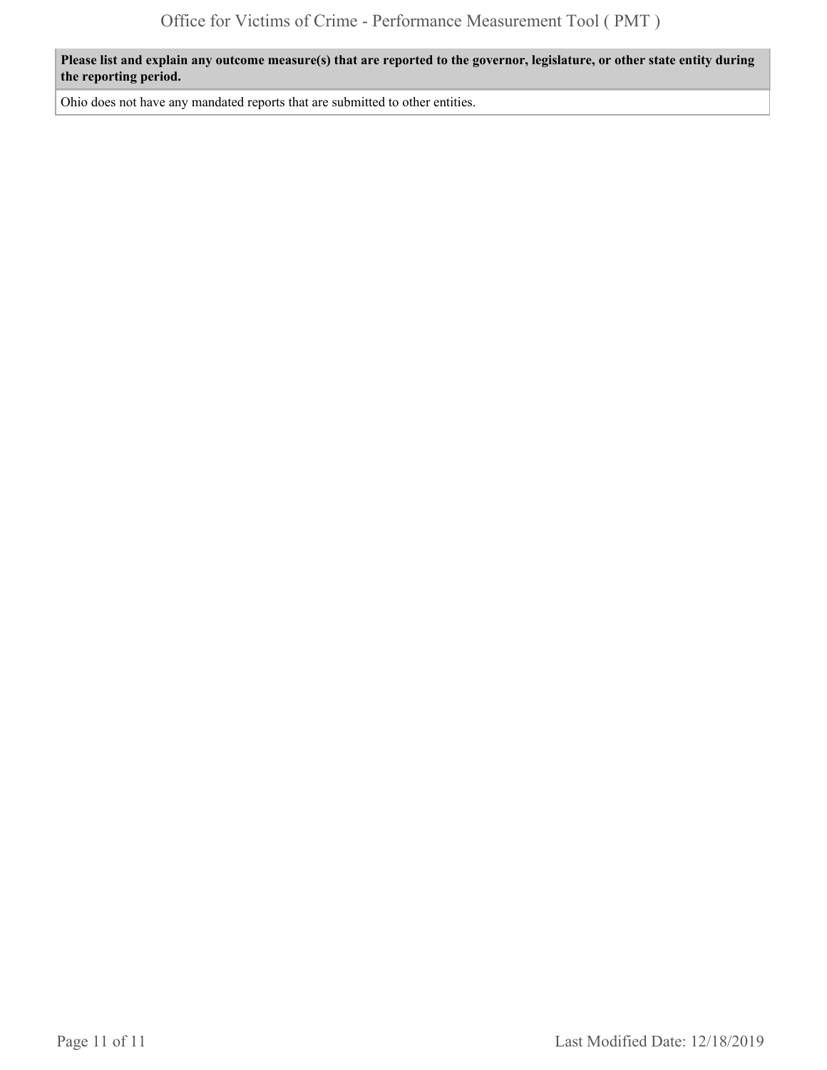| **Please list and explain any outcome measure(s) that are reported to the governor, legislature, or other state entity during the reporting period.** |
| --- |
| Ohio does not have any mandated reports that are submitted to other entities. |